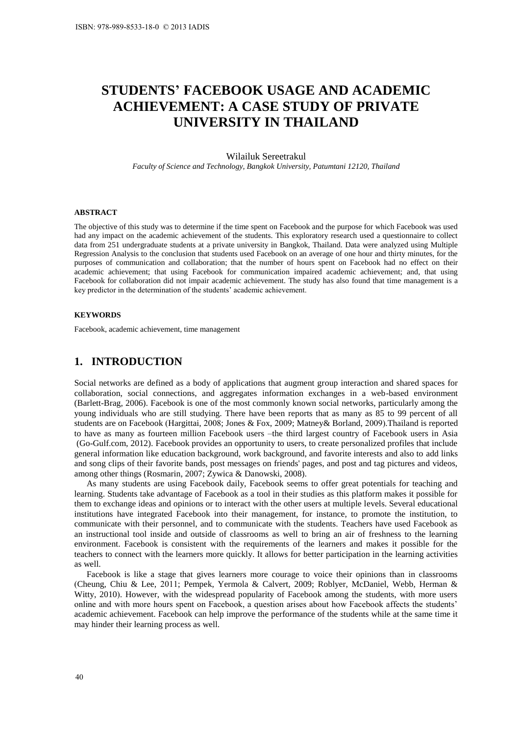# STUDENTS' FACEBOOK USAGE AND ACADEMIC ACHIEVEMENT: A CASE STUDY OF PRIVATE UNIVERSITY IN THAILAND

Wilailuk Sereetrakul

*Faculty of Science and Technology, Bangkok University, Patumtani 12120, Thailand*

### ABSTRACT

The objective of this study was to determine if the time spent on Facebook and the purpose for which Facebook was used had any impact on the academic achievement of the students. This exploratory research used a questionnaire to collect data from 251 undergraduate students at a private university in Bangkok, Thailand. Data were analyzed using Multiple Regression Analysis to the conclusion that students used Facebook on an average of one hour and thirty minutes, for the purposes of communication and collaboration; that the number of hours spent on Facebook had no effect on their academic achievement; that using Facebook for communication impaired academic achievement; and, that using Facebook for collaboration did not impair academic achievement. The study has also found that time management is a key predictor in the determination of the students' academic achievement.

### KEYWORDS

Facebook, academic achievement, time management

## 1. INTRODUCTION

Social networks are defined as a body of applications that augment group interaction and shared spaces for collaboration, social connections, and aggregates information exchanges in a web-based environment (Barlett-Brag, 2006). Facebook is one of the most commonly known social networks, particularly among the young individuals who are still studying. There have been reports that as many as 85 to 99 percent of all students are on Facebook (Hargittai, 2008; Jones & Fox, 2009; Matney& Borland, 2009).Thailand is reported to have as many as fourteen million Facebook users –the third largest country of Facebook users in Asia (Go-Gulf.com, 2012). Facebook provides an opportunity to users, to create personalized profiles that include general information like education background, work background, and favorite interests and also to add links and song clips of their favorite bands, post messages on friends' pages, and post and tag pictures and videos, among other things (Rosmarin, 2007; Zywica & Danowski, 2008).

As many students are using Facebook daily, Facebook seems to offer great potentials for teaching and learning. Students take advantage of Facebook as a tool in their studies as this platform makes it possible for them to exchange ideas and opinions or to interact with the other users at multiple levels. Several educational institutions have integrated Facebook into their management, for instance, to promote the institution, to communicate with their personnel, and to communicate with the students. Teachers have used Facebook as an instructional tool inside and outside of classrooms as well to bring an air of freshness to the learning environment. Facebook is consistent with the requirements of the learners and makes it possible for the teachers to connect with the learners more quickly. It allows for better participation in the learning activities as well.

Facebook is like a stage that gives learners more courage to voice their opinions than in classrooms (Cheung, Chiu & Lee, 2011; Pempek, Yermola & Calvert, 2009; Roblyer, McDaniel, Webb, Herman & Witty, 2010). However, with the widespread popularity of Facebook among the students, with more users online and with more hours spent on Facebook, a question arises about how Facebook affects the students' academic achievement. Facebook can help improve the performance of the students while at the same time it may hinder their learning process as well.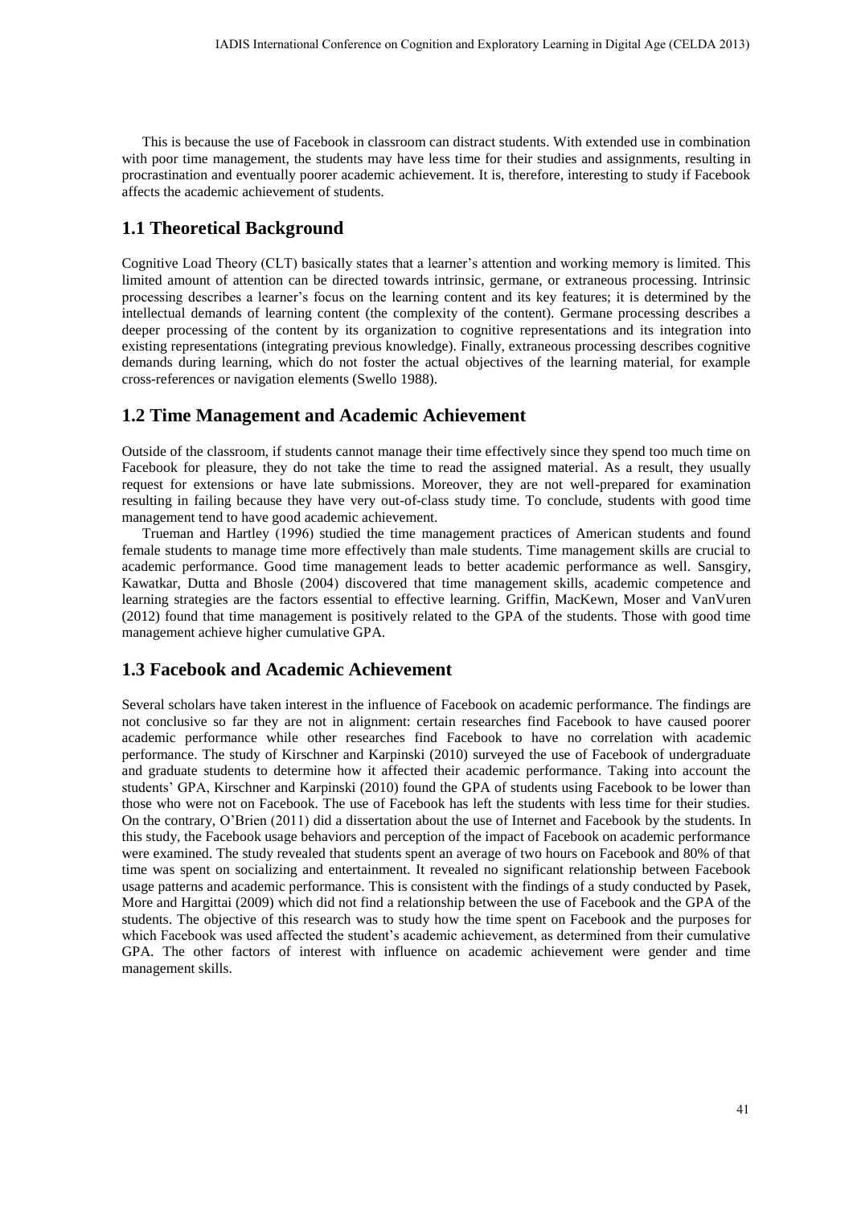This is because the use of Facebook in classroom can distract students. With extended use in combination with poor time management, the students may have less time for their studies and assignments, resulting in procrastination and eventually poorer academic achievement. It is, therefore, interesting to study if Facebook affects the academic achievement of students.

## 1.1 Theoretical Background

Cognitive Load Theory (CLT) basically states that a learner's attention and working memory is limited. This limited amount of attention can be directed towards intrinsic, germane, or extraneous processing. Intrinsic processing describes a learner's focus on the learning content and its key features; it is determined by the intellectual demands of learning content (the complexity of the content). Germane processing describes a deeper processing of the content by its organization to cognitive representations and its integration into existing representations (integrating previous knowledge). Finally, extraneous processing describes cognitive demands during learning, which do not foster the actual objectives of the learning material, for example cross-references or navigation elements (Swello 1988).

## 1.2 Time Management and Academic Achievement

Outside of the classroom, if students cannot manage their time effectively since they spend too much time on Facebook for pleasure, they do not take the time to read the assigned material. As a result, they usually request for extensions or have late submissions. Moreover, they are not well-prepared for examination resulting in failing because they have very out-of-class study time. To conclude, students with good time management tend to have good academic achievement.

Trueman and Hartley (1996) studied the time management practices of American students and found female students to manage time more effectively than male students. Time management skills are crucial to academic performance. Good time management leads to better academic performance as well. Sansgiry, Kawatkar, Dutta and Bhosle (2004) discovered that time management skills, academic competence and learning strategies are the factors essential to effective learning. Griffin, MacKewn, Moser and VanVuren (2012) found that time management is positively related to the GPA of the students. Those with good time management achieve higher cumulative GPA.

## 1.3 Facebook and Academic Achievement

Several scholars have taken interest in the influence of Facebook on academic performance. The findings are not conclusive so far they are not in alignment: certain researches find Facebook to have caused poorer academic performance while other researches find Facebook to have no correlation with academic performance. The study of Kirschner and Karpinski (2010) surveyed the use of Facebook of undergraduate and graduate students to determine how it affected their academic performance. Taking into account the students' GPA, Kirschner and Karpinski (2010) found the GPA of students using Facebook to be lower than those who were not on Facebook. The use of Facebook has left the students with less time for their studies. On the contrary, O'Brien (2011) did a dissertation about the use of Internet and Facebook by the students. In this study, the Facebook usage behaviors and perception of the impact of Facebook on academic performance were examined. The study revealed that students spent an average of two hours on Facebook and 80% of that time was spent on socializing and entertainment. It revealed no significant relationship between Facebook usage patterns and academic performance. This is consistent with the findings of a study conducted by Pasek, More and Hargittai (2009) which did not find a relationship between the use of Facebook and the GPA of the students. The objective of this research was to study how the time spent on Facebook and the purposes for which Facebook was used affected the student's academic achievement, as determined from their cumulative GPA. The other factors of interest with influence on academic achievement were gender and time management skills.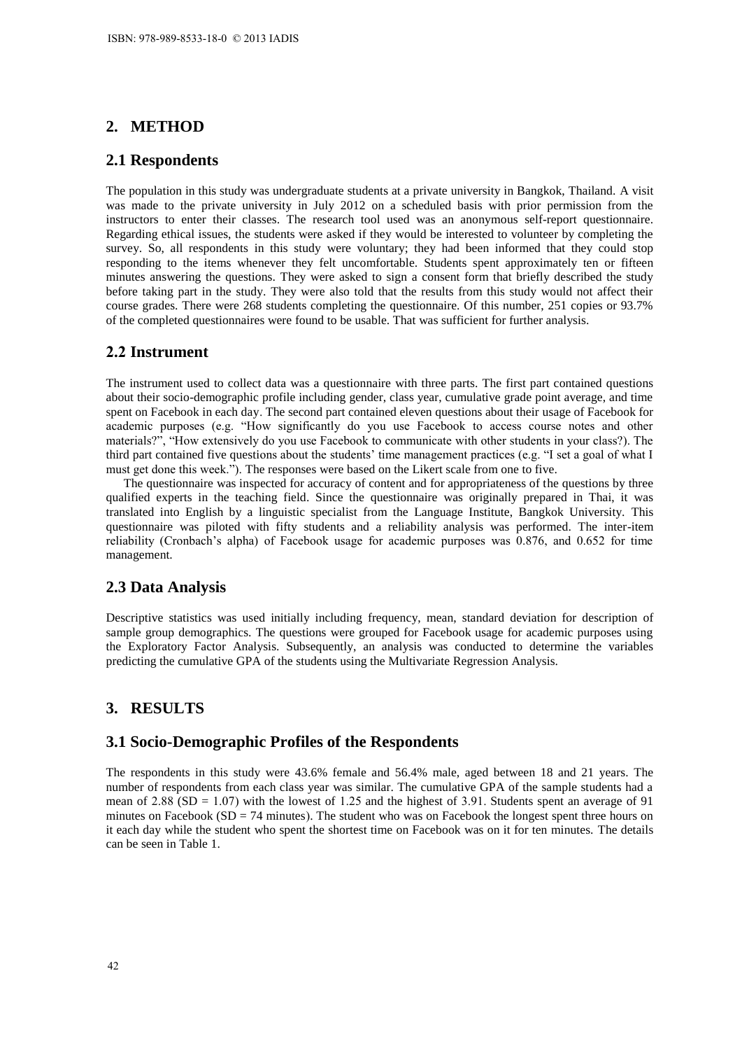## 2. METHOD

### 2.1 Respondents

The population in this study was undergraduate students at a private university in Bangkok, Thailand. A visit was made to the private university in July 2012 on a scheduled basis with prior permission from the instructors to enter their classes. The research tool used was an anonymous self-report questionnaire. Regarding ethical issues, the students were asked if they would be interested to volunteer by completing the survey. So, all respondents in this study were voluntary; they had been informed that they could stop responding to the items whenever they felt uncomfortable. Students spent approximately ten or fifteen minutes answering the questions. They were asked to sign a consent form that briefly described the study before taking part in the study. They were also told that the results from this study would not affect their course grades. There were 268 students completing the questionnaire. Of this number, 251 copies or 93.7% of the completed questionnaires were found to be usable. That was sufficient for further analysis.

### 2.2 Instrument

The instrument used to collect data was a questionnaire with three parts. The first part contained questions about their socio-demographic profile including gender, class year, cumulative grade point average, and time spent on Facebook in each day. The second part contained eleven questions about their usage of Facebook for academic purposes (e.g. "How significantly do you use Facebook to access course notes and other materials?", "How extensively do you use Facebook to communicate with other students in your class?). The third part contained five questions about the students' time management practices (e.g. "I set a goal of what I must get done this week."). The responses were based on the Likert scale from one to five.

The questionnaire was inspected for accuracy of content and for appropriateness of the questions by three qualified experts in the teaching field. Since the questionnaire was originally prepared in Thai, it was translated into English by a linguistic specialist from the Language Institute, Bangkok University. This questionnaire was piloted with fifty students and a reliability analysis was performed. The inter-item reliability (Cronbach's alpha) of Facebook usage for academic purposes was 0.876, and 0.652 for time management.

### 2.3 Data Analysis

Descriptive statistics was used initially including frequency, mean, standard deviation for description of sample group demographics. The questions were grouped for Facebook usage for academic purposes using the Exploratory Factor Analysis. Subsequently, an analysis was conducted to determine the variables predicting the cumulative GPA of the students using the Multivariate Regression Analysis.

## 3. RESULTS

### 3.1 Socio-Demographic Profiles of the Respondents

The respondents in this study were 43.6% female and 56.4% male, aged between 18 and 21 years. The number of respondents from each class year was similar. The cumulative GPA of the sample students had a mean of 2.88 (SD = 1.07) with the lowest of 1.25 and the highest of 3.91. Students spent an average of 91 minutes on Facebook (SD = 74 minutes). The student who was on Facebook the longest spent three hours on it each day while the student who spent the shortest time on Facebook was on it for ten minutes. The details can be seen in Table 1.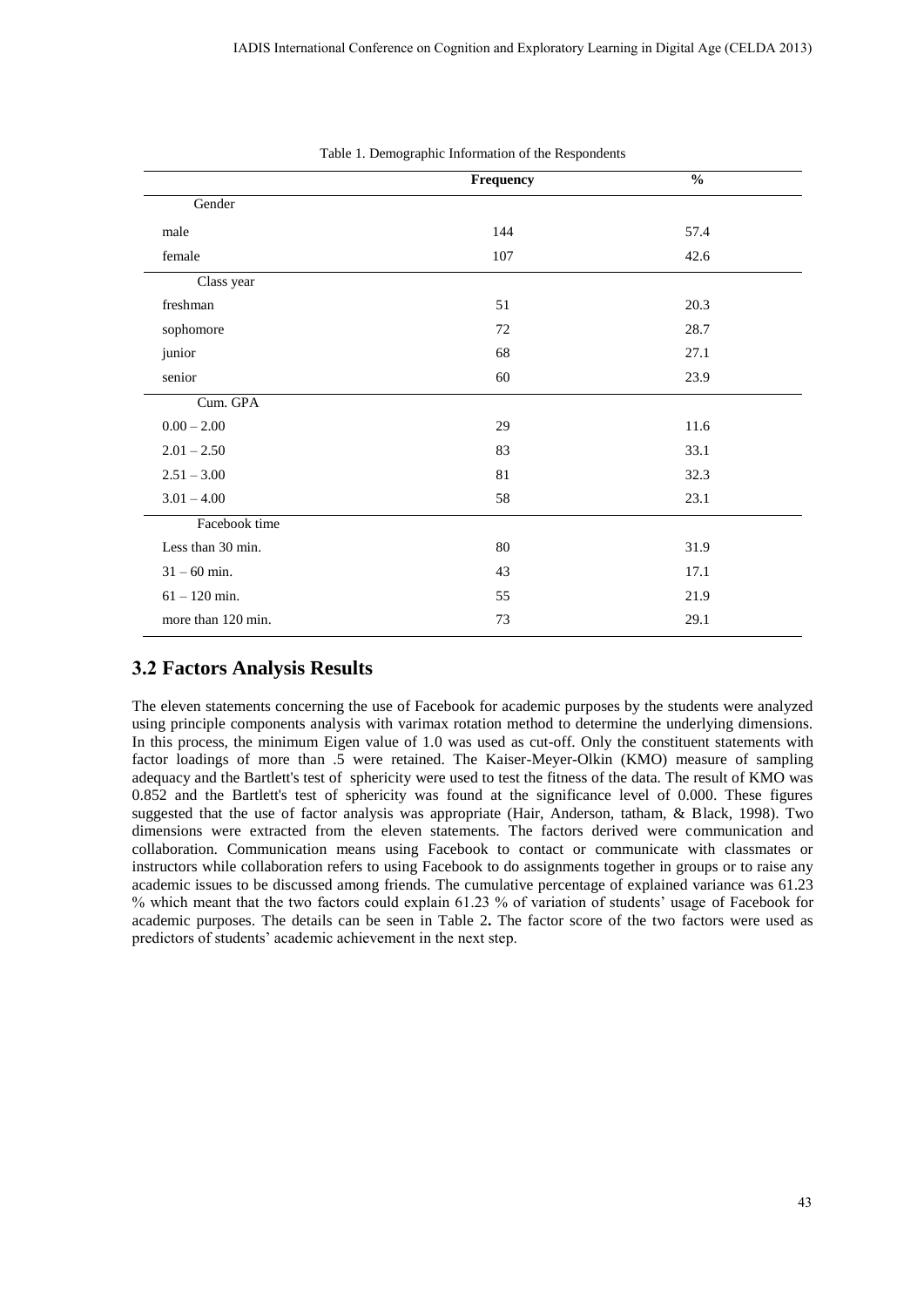Table 1. Demographic Information of the Respondents

| | Frequency | % |
|---|---|---|
| Gender | | |
| male | 144 | 57.4 |
| female | 107 | 42.6 |
| Class year | | |
| freshman | 51 | 20.3 |
| sophomore | 72 | 28.7 |
| junior | 68 | 27.1 |
| senior | 60 | 23.9 |
| Cum. GPA | | |
| 0.00 – 2.00 | 29 | 11.6 |
| 2.01 – 2.50 | 83 | 33.1 |
| 2.51 – 3.00 | 81 | 32.3 |
| 3.01 – 4.00 | 58 | 23.1 |
| Facebook time | | |
| Less than 30 min. | 80 | 31.9 |
| 31 – 60 min. | 43 | 17.1 |
| 61 – 120 min. | 55 | 21.9 |
| more than 120 min. | 73 | 29.1 |

## 3.2 Factors Analysis Results

The eleven statements concerning the use of Facebook for academic purposes by the students were analyzed using principle components analysis with varimax rotation method to determine the underlying dimensions. In this process, the minimum Eigen value of 1.0 was used as cut-off. Only the constituent statements with factor loadings of more than .5 were retained. The Kaiser-Meyer-Olkin (KMO) measure of sampling adequacy and the Bartlett's test of sphericity were used to test the fitness of the data. The result of KMO was 0.852 and the Bartlett's test of sphericity was found at the significance level of 0.000. These figures suggested that the use of factor analysis was appropriate (Hair, Anderson, tatham, & Black, 1998). Two dimensions were extracted from the eleven statements. The factors derived were communication and collaboration. Communication means using Facebook to contact or communicate with classmates or instructors while collaboration refers to using Facebook to do assignments together in groups or to raise any academic issues to be discussed among friends. The cumulative percentage of explained variance was 61.23 % which meant that the two factors could explain 61.23 % of variation of students' usage of Facebook for academic purposes. The details can be seen in Table 2**.** The factor score of the two factors were used as predictors of students' academic achievement in the next step.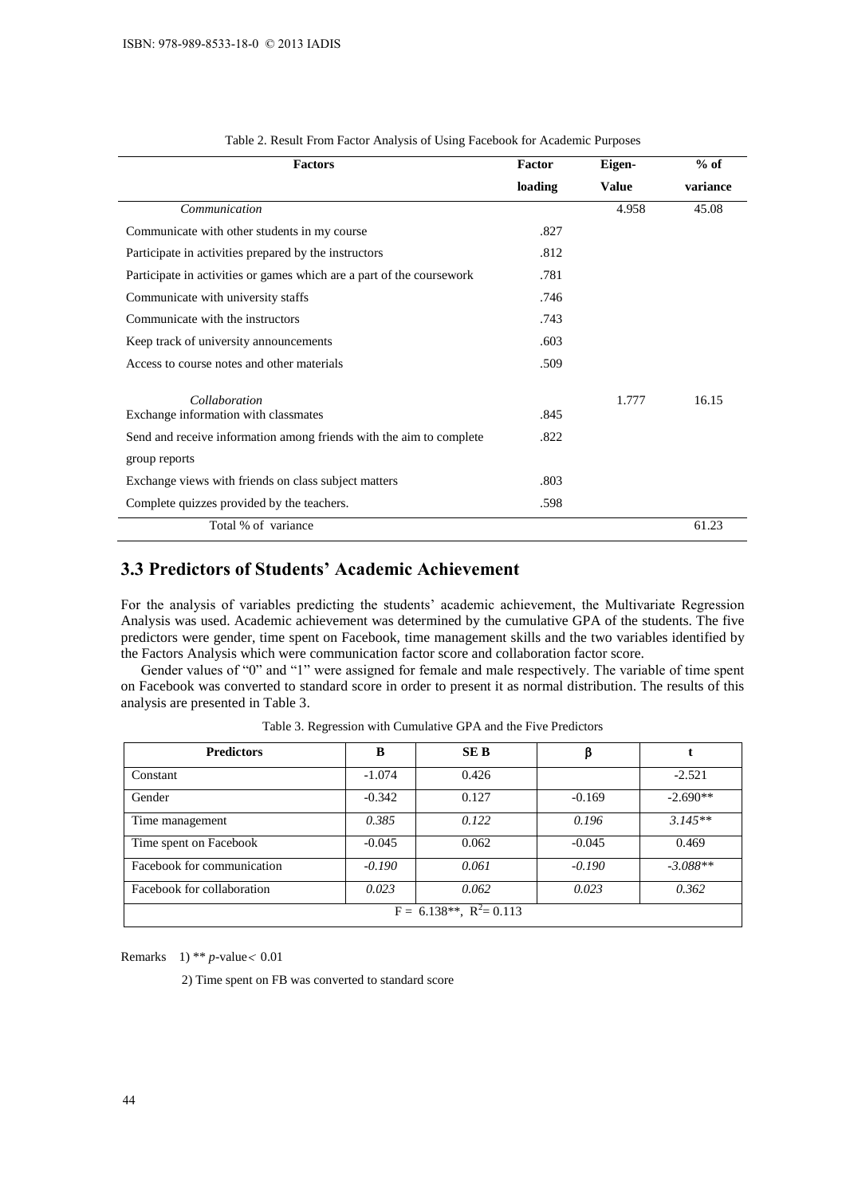Table 2. Result From Factor Analysis of Using Facebook for Academic Purposes

| Factors | Factor loading | Eigen-Value | % of variance |
|---|---|---|---|
| *Communication* | | 4.958 | 45.08 |
| Communicate with other students in my course | .827 | | |
| Participate in activities prepared by the instructors | .812 | | |
| Participate in activities or games which are a part of the coursework | .781 | | |
| Communicate with university staffs | .746 | | |
| Communicate with the instructors | .743 | | |
| Keep track of university announcements | .603 | | |
| Access to course notes and other materials | .509 | | |
| *Collaboration* | | 1.777 | 16.15 |
| Exchange information with classmates | .845 | | |
| Send and receive information among friends with the aim to complete group reports | .822 | | |
| Exchange views with friends on class subject matters | .803 | | |
| Complete quizzes provided by the teachers. | .598 | | |
| Total % of variance | | | 61.23 |

## 3.3 Predictors of Students' Academic Achievement

For the analysis of variables predicting the students' academic achievement, the Multivariate Regression Analysis was used. Academic achievement was determined by the cumulative GPA of the students. The five predictors were gender, time spent on Facebook, time management skills and the two variables identified by the Factors Analysis which were communication factor score and collaboration factor score.

Gender values of "0" and "1" were assigned for female and male respectively. The variable of time spent on Facebook was converted to standard score in order to present it as normal distribution. The results of this analysis are presented in Table 3.

Table 3. Regression with Cumulative GPA and the Five Predictors

| Predictors | B | SE B | β | t |
|---|---|---|---|---|
| Constant | -1.074 | 0.426 | | -2.521 |
| Gender | -0.342 | 0.127 | -0.169 | -2.690** |
| Time management | *0.385* | *0.122* | *0.196* | *3.145*** |
| Time spent on Facebook | -0.045 | 0.062 | -0.045 | 0.469 |
| Facebook for communication | *-0.190* | *0.061* | *-0.190* | *-3.088*** |
| Facebook for collaboration | *0.023* | *0.062* | *0.023* | *0.362* |
| $F = 6.138$**, $R^2 = 0.113$ | | | | |

Remarks 1) ** $p$-value $< 0.01$

2) Time spent on FB was converted to standard score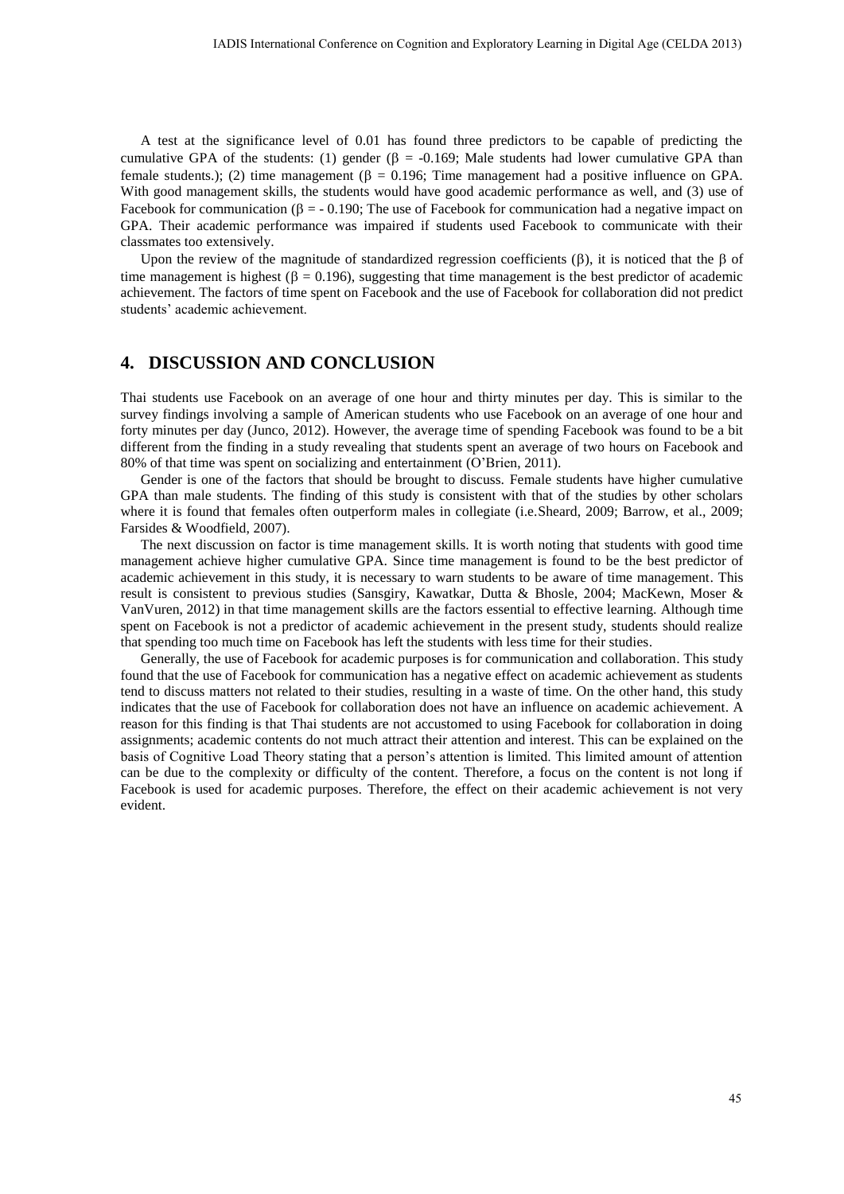A test at the significance level of 0.01 has found three predictors to be capable of predicting the cumulative GPA of the students: (1) gender ($\beta$ = -0.169; Male students had lower cumulative GPA than female students.); (2) time management ($\beta$ = 0.196; Time management had a positive influence on GPA. With good management skills, the students would have good academic performance as well, and (3) use of Facebook for communication ($\beta$ = - 0.190; The use of Facebook for communication had a negative impact on GPA. Their academic performance was impaired if students used Facebook to communicate with their classmates too extensively.

Upon the review of the magnitude of standardized regression coefficients ($\beta$), it is noticed that the $\beta$ of time management is highest ($\beta$ = 0.196), suggesting that time management is the best predictor of academic achievement. The factors of time spent on Facebook and the use of Facebook for collaboration did not predict students' academic achievement.

## 4. DISCUSSION AND CONCLUSION

Thai students use Facebook on an average of one hour and thirty minutes per day. This is similar to the survey findings involving a sample of American students who use Facebook on an average of one hour and forty minutes per day (Junco, 2012). However, the average time of spending Facebook was found to be a bit different from the finding in a study revealing that students spent an average of two hours on Facebook and 80% of that time was spent on socializing and entertainment (O'Brien, 2011).

Gender is one of the factors that should be brought to discuss. Female students have higher cumulative GPA than male students. The finding of this study is consistent with that of the studies by other scholars where it is found that females often outperform males in collegiate (i.e.Sheard, 2009; Barrow, et al., 2009; Farsides & Woodfield, 2007).

The next discussion on factor is time management skills. It is worth noting that students with good time management achieve higher cumulative GPA. Since time management is found to be the best predictor of academic achievement in this study, it is necessary to warn students to be aware of time management. This result is consistent to previous studies (Sansgiry, Kawatkar, Dutta & Bhosle, 2004; MacKewn, Moser & VanVuren, 2012) in that time management skills are the factors essential to effective learning. Although time spent on Facebook is not a predictor of academic achievement in the present study, students should realize that spending too much time on Facebook has left the students with less time for their studies.

Generally, the use of Facebook for academic purposes is for communication and collaboration. This study found that the use of Facebook for communication has a negative effect on academic achievement as students tend to discuss matters not related to their studies, resulting in a waste of time. On the other hand, this study indicates that the use of Facebook for collaboration does not have an influence on academic achievement. A reason for this finding is that Thai students are not accustomed to using Facebook for collaboration in doing assignments; academic contents do not much attract their attention and interest. This can be explained on the basis of Cognitive Load Theory stating that a person's attention is limited. This limited amount of attention can be due to the complexity or difficulty of the content. Therefore, a focus on the content is not long if Facebook is used for academic purposes. Therefore, the effect on their academic achievement is not very evident.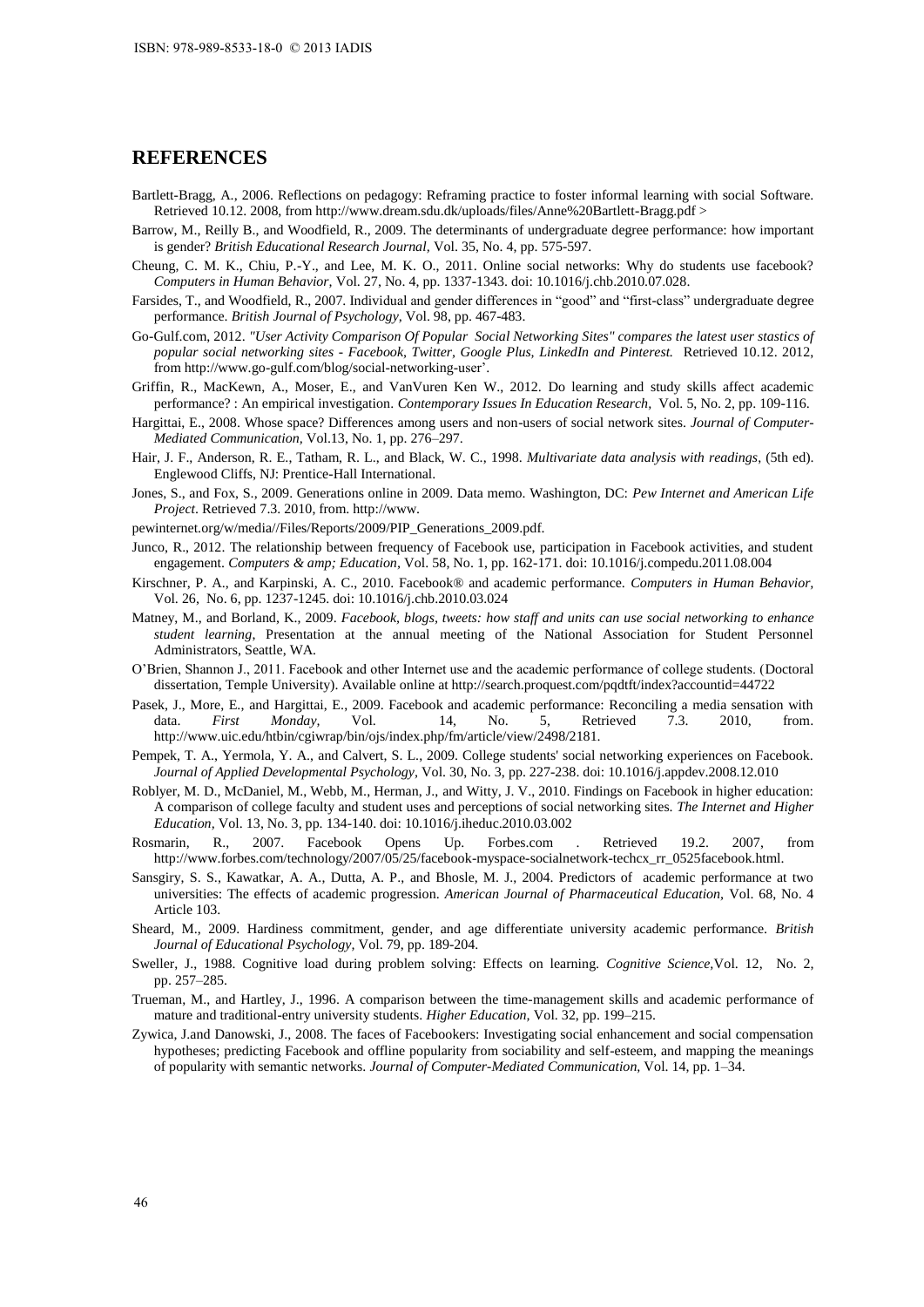## REFERENCES

Bartlett-Bragg, A., 2006. Reflections on pedagogy: Reframing practice to foster informal learning with social Software. Retrieved 10.12. 2008, from http://www.dream.sdu.dk/uploads/files/Anne%20Bartlett-Bragg.pdf >

Barrow, M., Reilly B., and Woodfield, R., 2009. The determinants of undergraduate degree performance: how important is gender? *British Educational Research Journal,* Vol. 35, No. 4, pp. 575-597.

Cheung, C. M. K., Chiu, P.-Y., and Lee, M. K. O., 2011. Online social networks: Why do students use facebook? *Computers in Human Behavior,* Vol. 27, No. 4, pp. 1337-1343. doi: 10.1016/j.chb.2010.07.028.

Farsides, T., and Woodfield, R., 2007. Individual and gender differences in "good" and "first-class" undergraduate degree performance. *British Journal of Psychology,* Vol. 98, pp. 467-483.

Go-Gulf.com, 2012. *"User Activity Comparison Of Popular Social Networking Sites" compares the latest user stastics of popular social networking sites - Facebook, Twitter, Google Plus, LinkedIn and Pinterest.* Retrieved 10.12. 2012, from http://www.go-gulf.com/blog/social-networking-user'.

Griffin, R., MacKewn, A., Moser, E., and VanVuren Ken W., 2012. Do learning and study skills affect academic performance? : An empirical investigation. *Contemporary Issues In Education Research,* Vol. 5, No. 2, pp. 109-116.

Hargittai, E., 2008. Whose space? Differences among users and non-users of social network sites. *Journal of Computer-Mediated Communication,* Vol.13, No. 1, pp. 276–297.

Hair, J. F., Anderson, R. E., Tatham, R. L., and Black, W. C., 1998. *Multivariate data analysis with readings*, (5th ed). Englewood Cliffs, NJ: Prentice-Hall International.

Jones, S., and Fox, S., 2009. Generations online in 2009. Data memo. Washington, DC: *Pew Internet and American Life Project*. Retrieved 7.3. 2010, from. http://www.

pewinternet.org/w/media//Files/Reports/2009/PIP_Generations_2009.pdf.

Junco, R., 2012. The relationship between frequency of Facebook use, participation in Facebook activities, and student engagement. *Computers & amp; Education,* Vol. 58, No. 1, pp. 162-171. doi: 10.1016/j.compedu.2011.08.004

Kirschner, P. A., and Karpinski, A. C., 2010. Facebook® and academic performance. *Computers in Human Behavior,* Vol. 26, No. 6, pp. 1237-1245. doi: 10.1016/j.chb.2010.03.024

Matney, M., and Borland, K., 2009. *Facebook, blogs, tweets: how staff and units can use social networking to enhance student learning,* Presentation at the annual meeting of the National Association for Student Personnel Administrators, Seattle, WA.

O'Brien, Shannon J., 2011. Facebook and other Internet use and the academic performance of college students. (Doctoral dissertation, Temple University). Available online at http://search.proquest.com/pqdtft/index?accountid=44722

Pasek, J., More, E., and Hargittai, E., 2009. Facebook and academic performance: Reconciling a media sensation with data. *First Monday,* Vol. 14, No. 5, Retrieved 7.3. 2010, from. http://www.uic.edu/htbin/cgiwrap/bin/ojs/index.php/fm/article/view/2498/2181.

Pempek, T. A., Yermola, Y. A., and Calvert, S. L., 2009. College students' social networking experiences on Facebook. *Journal of Applied Developmental Psychology,* Vol. 30, No. 3, pp. 227-238. doi: 10.1016/j.appdev.2008.12.010

Roblyer, M. D., McDaniel, M., Webb, M., Herman, J., and Witty, J. V., 2010. Findings on Facebook in higher education: A comparison of college faculty and student uses and perceptions of social networking sites. *The Internet and Higher Education,* Vol. 13, No. 3, pp. 134-140. doi: 10.1016/j.iheduc.2010.03.002

Rosmarin, R., 2007. Facebook Opens Up. Forbes.com . Retrieved 19.2. 2007, from http://www.forbes.com/technology/2007/05/25/facebook-myspace-socialnetwork-techcx_rr_0525facebook.html.

Sansgiry, S. S., Kawatkar, A. A., Dutta, A. P., and Bhosle, M. J., 2004. Predictors of academic performance at two universities: The effects of academic progression. *American Journal of Pharmaceutical Education,* Vol. 68, No. 4 Article 103.

Sheard, M., 2009. Hardiness commitment, gender, and age differentiate university academic performance. *British Journal of Educational Psychology,* Vol. 79, pp. 189-204.

Sweller, J., 1988. Cognitive load during problem solving: Effects on learning. *Cognitive Science,*Vol. 12, No. 2, pp. 257–285.

Trueman, M., and Hartley, J., 1996. A comparison between the time-management skills and academic performance of mature and traditional-entry university students. *Higher Education,* Vol. 32, pp. 199–215.

Zywica, J.and Danowski, J., 2008. The faces of Facebookers: Investigating social enhancement and social compensation hypotheses; predicting Facebook and offline popularity from sociability and self-esteem, and mapping the meanings of popularity with semantic networks. *Journal of Computer-Mediated Communication,* Vol. 14, pp. 1–34.